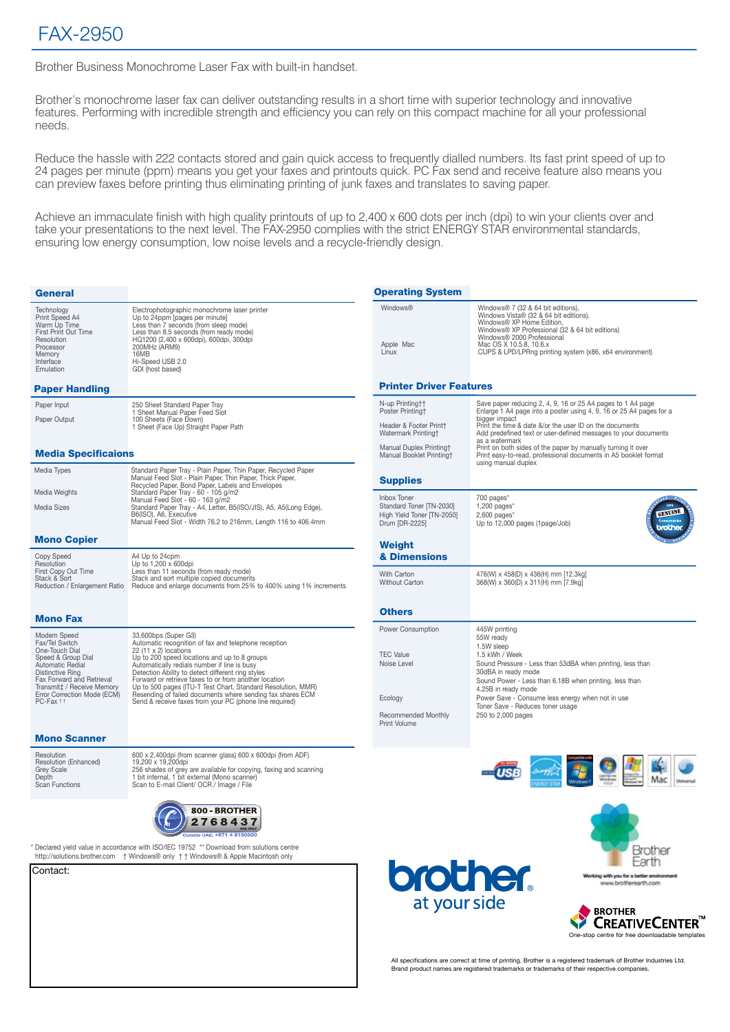# FAX-2950

Brother Business Monochrome Laser Fax with built-in handset.

Brother's monochrome laser fax can deliver outstanding results in a short time with superior technology and innovative features. Performing with incredible strength and efficiency you can rely on this compact machine for all your professional needs.

Reduce the hassle with 222 contacts stored and gain quick access to frequently dialled numbers. Its fast print speed of up to 24 pages per minute (ppm) means you get your faxes and printouts quick. PC Fax send and receive feature also means you can preview faxes before printing thus eliminating printing of junk faxes and translates to saving paper.

Achieve an immaculate finish with high quality printouts of up to 2,400 x 600 dots per inch (dpi) to win your clients over and take your presentations to the next level. The FAX-2950 complies with the strict ENERGY STAR environmental standards, ensuring low energy consumption, low noise levels and a recycle-friendly design.

## General

| | |
|---|---|
| Technology | Electrophotographic monochrome laser printer |
| Print Speed A4 | Up to 24ppm [pages per minute] |
| Warm Up Time | Less than 7 seconds (from sleep mode) |
| First Print Out Time | Less than 8.5 seconds (from ready mode) |
| Resolution | HQ1200 (2,400 x 600dpi), 600dpi, 300dpi |
| Processor | 200MHz (ARM9) |
| Memory | 16MB |
| Interface | Hi-Speed USB 2.0 |
| Emulation | GDI (host based) |

## Paper Handling

| | |
|---|---|
| Paper Input | 250 Sheet Standard Paper Tray<br>1 Sheet Manual Paper Feed Slot |
| Paper Output | 100 Sheets (Face Down)<br>1 Sheet (Face Up) Straight Paper Path |

## Media Specificaions

| | |
|---|---|
| Media Types | Standard Paper Tray - Plain Paper, Thin Paper, Recycled Paper<br>Manual Feed Slot - Plain Paper, Thin Paper, Thick Paper, Recycled Paper, Bond Paper, Labels and Envelopes |
| Media Weights | Standard Paper Tray - 60 - 105 g/m2<br>Manual Feed Slot - 60 - 163 g/m2 |
| Media Sizes | Standard Paper Tray - A4, Letter, B5(ISO/JIS), A5, A5(Long Edge), B6(ISO), A6, Executive<br>Manual Feed Slot - Width 76.2 to 216mm, Length 116 to 406.4mm |

## Mono Copier

| | |
|---|---|
| Copy Speed | A4 Up to 24cpm |
| Resolution | Up to 1,200 x 600dpi |
| First Copy Out Time | Less than 11 seconds (from ready mode) |
| Stack & Sort | Stack and sort multiple copied documents |
| Reduction / Enlargement Ratio | Reduce and enlarge documents from 25% to 400% using 1% increments |

## Mono Fax

| | |
|---|---|
| Modem Speed | 33,600bps (Super G3) |
| Fax/Tel Switch | Automatic recognition of fax and telephone reception |
| One-Touch Dial | 22 (11 x 2) locations |
| Speed & Group Dial | Up to 200 speed locations and up to 8 groups |
| Automatic Redial | Automatically redials number if line is busy |
| Distinctive Ring | Detection Ability to detect different ring styles |
| Fax Forward and Retrieval | Forward or retrieve faxes to or from another location |
| Transmit‡ / Receive Memory | Up to 500 pages (ITU-T Test Chart, Standard Resolution, MMR) |
| Error Correction Mode (ECM) | Resending of failed documents when sending fax shares ECM |
| PC-Fax †† | Send & receive faxes from your PC (phone line required) |

## Mono Scanner

| | |
|---|---|
| Resolution | 600 x 2,400dpi (from scanner glass) 600 x 600dpi (from ADF) |
| Resolution (Enhanced) | 19,200 x 19,200dpi |
| Grey Scale | 256 shades of grey are available for copying, faxing and scanning |
| Depth | 1 bit internal, 1 bit external (Mono scanner) |
| Scan Functions | Scan to E-mail Client/ OCR / Image / File |

800 - BROTHER 2768437 UAE ONLY
Outside UAE: +971 4 8150500

\* Declared yield value in accordance with ISO/IEC 19752 \*\* Download from solutions centre http://solutions.brother.com † Windows® only †† Windows® & Apple Macintosh only

Contact:

## Operating System

| | |
|---|---|
| Windows® | Windows® 7 (32 & 64 bit editions), Windows Vista® (32 & 64 bit editions), Windows® XP Home Edition, Windows® XP Professional (32 & 64 bit editions) Windows® 2000 Professional |
| Apple Mac | Mac OS X 10.5.8, 10.6.x |
| Linux | CUPS & LPD/LPRng printing system (x86, x64 environment) |

## Printer Driver Features

| | |
|---|---|
| N-up Printing†† | Save paper reducing 2, 4, 9, 16 or 25 A4 pages to 1 A4 page |
| Poster Printing† | Enlarge 1 A4 page into a poster using 4, 9, 16 or 25 A4 pages for a bigger impact |
| Header & Footer Print† | Print the time & date &/or the user ID on the documents |
| Watermark Printing† | Add predefined text or user-defined messages to your documents as a watermark |
| Manual Duplex Printing† | Print on both sides of the paper by manually turning it over |
| Manual Booklet Printing† | Print easy-to-read, professional documents in A5 booklet format using manual duplex |

## Supplies

| | |
|---|---|
| Inbox Toner | 700 pages* |
| Standard Toner [TN-2030] | 1,200 pages* |
| High Yield Toner [TN-2050] | 2,600 pages* |
| Drum [DR-2225] | Up to 12,000 pages (1page/Job) |

## Weight & Dimensions

| | |
|---|---|
| With Carton | 476(W) x 458(D) x 436(H) mm [12.3kg] |
| Without Carton | 368(W) x 360(D) x 311(H) mm [7.9kg] |

## Others

| | |
|---|---|
| Power Consumption | 445W printing<br>55W ready<br>1.5W sleep |
| TEC Value | 1.5 kWh / Week |
| Noise Level | Sound Pressure - Less than 53dBA when printing, less than 30dBA in ready mode<br>Sound Power - Less than 6.18B when printing, less than 4.25B in ready mode |
| Ecology | Power Save - Consume less energy when not in use<br>Toner Save - Reduces toner usage |
| Recommended Monthly Print Volume | 250 to 2,000 pages |

brother at your side

Brother Earth — Working with you for a better environment — www.brotherearth.com

BROTHER CREATIVECENTER™ — One-stop centre for free downloadable templates

All specifications are correct at time of printing. Brother is a registered trademark of Brother Industries Ltd. Brand product names are registered trademarks or trademarks of their respective companies.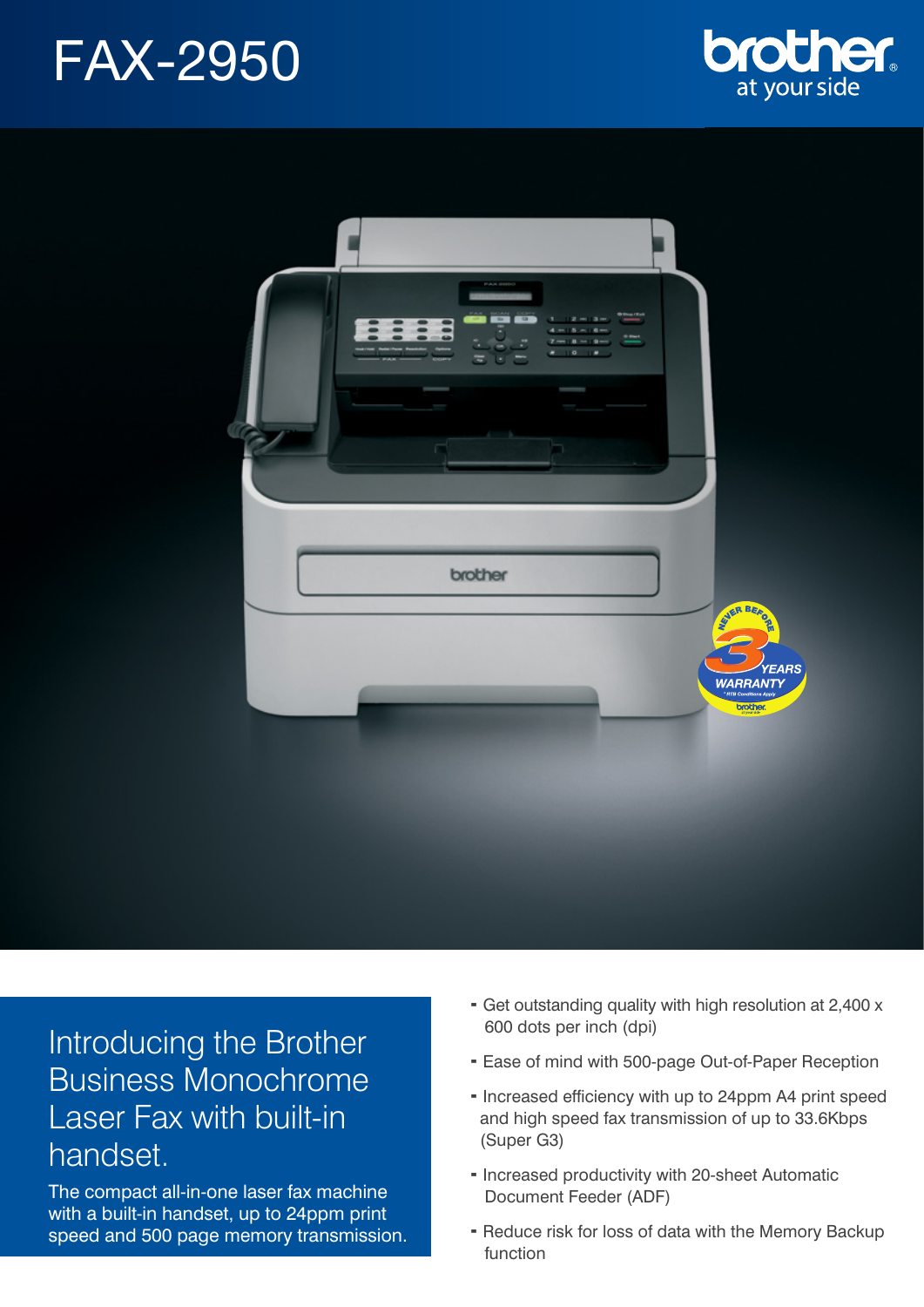# FAX-2950

brother
at your side

## Introducing the Brother Business Monochrome Laser Fax with built-in handset.

The compact all-in-one laser fax machine with a built-in handset, up to 24ppm print speed and 500 page memory transmission.

- Get outstanding quality with high resolution at 2,400 x 600 dots per inch (dpi)
- Ease of mind with 500-page Out-of-Paper Reception
- Increased efficiency with up to 24ppm A4 print speed and high speed fax transmission of up to 33.6Kbps (Super G3)
- Increased productivity with 20-sheet Automatic Document Feeder (ADF)
- Reduce risk for loss of data with the Memory Backup function